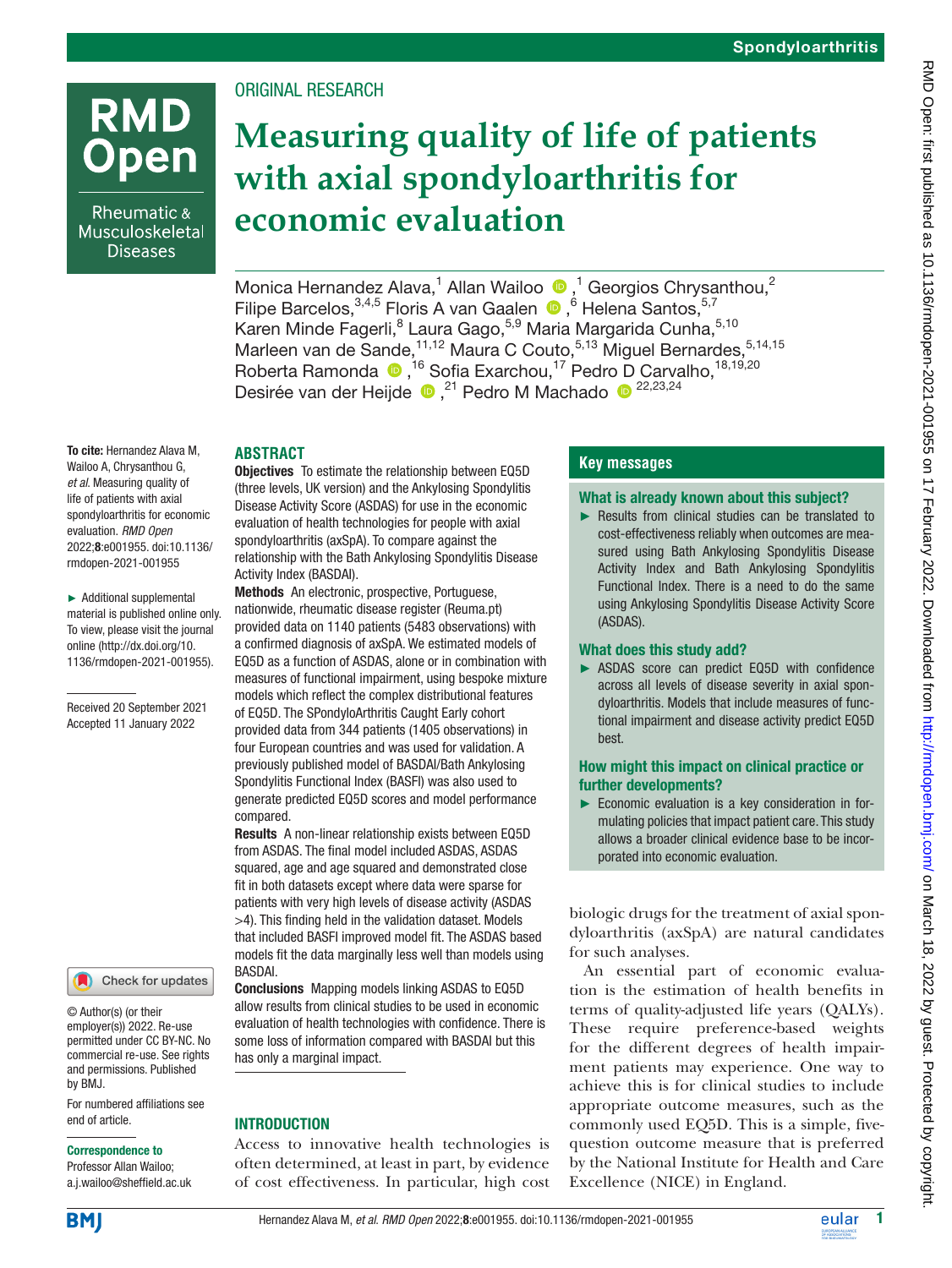ORIGINAL RESEARCH

# Measuring quality of life of patients with axial spondyloarthritis for economic evaluation

Monica Hernandez Alava,[1] Allan Wailoo ,[1] Georgios Chrysanthou,[2] Filipe Barcelos,[3,4,5] Floris A van Gaalen ,[6] Helena Santos,[5,7] Karen Minde Fagerli,[8] Laura Gago,[5,9] Maria Margarida Cunha,[5,10] Marleen van de Sande,[11,12] Maura C Couto,[5,13] Miguel Bernardes,[5,14,15] Roberta Ramonda ,[16] Sofia Exarchou,[17] Pedro D Carvalho,[18,19,20] Desirée van der Heijde ,[21] Pedro M Machado [22,23,24]

**To cite:** Hernandez Alava M, Wailoo A, Chrysanthou G, *et al*. Measuring quality of life of patients with axial spondyloarthritis for economic evaluation. *RMD Open* 2022;**8**:e001955. doi:10.1136/rmdopen-2021-001955

► Additional supplemental material is published online only. To view, please visit the journal online (http://dx.doi.org/10.1136/rmdopen-2021-001955).

Received 20 September 2021
Accepted 11 January 2022

© Author(s) (or their employer(s)) 2022. Re-use permitted under CC BY-NC. No commercial re-use. See rights and permissions. Published by BMJ.

For numbered affiliations see end of article.

**Correspondence to**
Professor Allan Wailoo;
a.j.wailoo@sheffield.ac.uk

## ABSTRACT

**Objectives** To estimate the relationship between EQ5D (three levels, UK version) and the Ankylosing Spondylitis Disease Activity Score (ASDAS) for use in the economic evaluation of health technologies for people with axial spondyloarthritis (axSpA). To compare against the relationship with the Bath Ankylosing Spondylitis Disease Activity Index (BASDAI).

**Methods** An electronic, prospective, Portuguese, nationwide, rheumatic disease register (Reuma.pt) provided data on 1140 patients (5483 observations) with a confirmed diagnosis of axSpA. We estimated models of EQ5D as a function of ASDAS, alone or in combination with measures of functional impairment, using bespoke mixture models which reflect the complex distributional features of EQ5D. The SPondyloArthritis Caught Early cohort provided data from 344 patients (1405 observations) in four European countries and was used for validation. A previously published model of BASDAI/Bath Ankylosing Spondylitis Functional Index (BASFI) was also used to generate predicted EQ5D scores and model performance compared.

**Results** A non-linear relationship exists between EQ5D from ASDAS. The final model included ASDAS, ASDAS squared, age and age squared and demonstrated close fit in both datasets except where data were sparse for patients with very high levels of disease activity (ASDAS >4). This finding held in the validation dataset. Models that included BASFI improved model fit. The ASDAS based models fit the data marginally less well than models using BASDAI.

**Conclusions** Mapping models linking ASDAS to EQ5D allow results from clinical studies to be used in economic evaluation of health technologies with confidence. There is some loss of information compared with BASDAI but this has only a marginal impact.

## Key messages

### What is already known about this subject?

► Results from clinical studies can be translated to cost-effectiveness reliably when outcomes are measured using Bath Ankylosing Spondylitis Disease Activity Index and Bath Ankylosing Spondylitis Functional Index. There is a need to do the same using Ankylosing Spondylitis Disease Activity Score (ASDAS).

### What does this study add?

► ASDAS score can predict EQ5D with confidence across all levels of disease severity in axial spondyloarthritis. Models that include measures of functional impairment and disease activity predict EQ5D best.

### How might this impact on clinical practice or further developments?

► Economic evaluation is a key consideration in formulating policies that impact patient care. This study allows a broader clinical evidence base to be incorporated into economic evaluation.

## INTRODUCTION

Access to innovative health technologies is often determined, at least in part, by evidence of cost effectiveness. In particular, high cost biologic drugs for the treatment of axial spondyloarthritis (axSpA) are natural candidates for such analyses.

An essential part of economic evaluation is the estimation of health benefits in terms of quality-adjusted life years (QALYs). These require preference-based weights for the different degrees of health impairment patients may experience. One way to achieve this is for clinical studies to include appropriate outcome measures, such as the commonly used EQ5D. This is a simple, five-question outcome measure that is preferred by the National Institute for Health and Care Excellence (NICE) in England.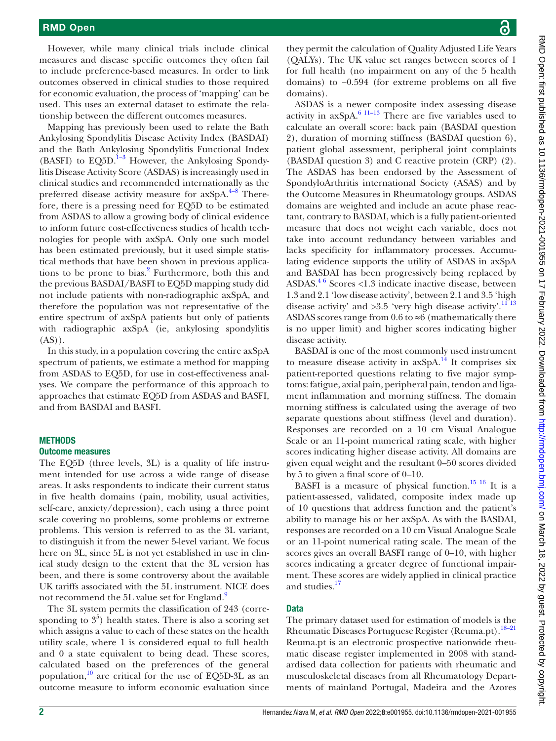However, while many clinical trials include clinical measures and disease specific outcomes they often fail to include preference-based measures. In order to link outcomes observed in clinical studies to those required for economic evaluation, the process of 'mapping' can be used. This uses an external dataset to estimate the relationship between the different outcomes measures.

Mapping has previously been used to relate the Bath Ankylosing Spondylitis Disease Activity Index (BASDAI) and the Bath Ankylosing Spondylitis Functional Index (BASFI) to EQ5D.[1–3] However, the Ankylosing Spondylitis Disease Activity Score (ASDAS) is increasingly used in clinical studies and recommended internationally as the preferred disease activity measure for axSpA.[4–8] Therefore, there is a pressing need for EQ5D to be estimated from ASDAS to allow a growing body of clinical evidence to inform future cost-effectiveness studies of health technologies for people with axSpA. Only one such model has been estimated previously, but it used simple statistical methods that have been shown in previous applications to be prone to bias.[2] Furthermore, both this and the previous BASDAI/BASFI to EQ5D mapping study did not include patients with non-radiographic axSpA, and therefore the population was not representative of the entire spectrum of axSpA patients but only of patients with radiographic axSpA (ie, ankylosing spondylitis (AS)).

In this study, in a population covering the entire axSpA spectrum of patients, we estimate a method for mapping from ASDAS to EQ5D, for use in cost-effectiveness analyses. We compare the performance of this approach to approaches that estimate EQ5D from ASDAS and BASFI, and from BASDAI and BASFI.

## METHODS

### Outcome measures

The EQ5D (three levels, 3L) is a quality of life instrument intended for use across a wide range of disease areas. It asks respondents to indicate their current status in five health domains (pain, mobility, usual activities, self-care, anxiety/depression), each using a three point scale covering no problems, some problems or extreme problems. This version is referred to as the 3L variant, to distinguish it from the newer 5-level variant. We focus here on 3L, since 5L is not yet established in use in clinical study design to the extent that the 3L version has been, and there is some controversy about the available UK tariffs associated with the 5L instrument. NICE does not recommend the 5L value set for England.[9]

The 3L system permits the classification of 243 (corresponding to $3^5$) health states. There is also a scoring set which assigns a value to each of these states on the health utility scale, where 1 is considered equal to full health and 0 a state equivalent to being dead. These scores, calculated based on the preferences of the general population,[10] are critical for the use of EQ5D-3L as an outcome measure to inform economic evaluation since they permit the calculation of Quality Adjusted Life Years (QALYs). The UK value set ranges between scores of 1 for full health (no impairment on any of the 5 health domains) to −0.594 (for extreme problems on all five domains).

ASDAS is a newer composite index assessing disease activity in axSpA.[6 11–13] There are five variables used to calculate an overall score: back pain (BASDAI question 2), duration of morning stiffness (BASDAI question 6), patient global assessment, peripheral joint complaints (BASDAI question 3) and C reactive protein (CRP) (2). The ASDAS has been endorsed by the Assessment of SpondyloArthritis international Society (ASAS) and by the Outcome Measures in Rheumatology groups. ASDAS domains are weighted and include an acute phase reactant, contrary to BASDAI, which is a fully patient-oriented measure that does not weight each variable, does not take into account redundancy between variables and lacks specificity for inflammatory processes. Accumulating evidence supports the utility of ASDAS in axSpA and BASDAI has been progressively being replaced by ASDAS.[4 6] Scores <1.3 indicate inactive disease, between 1.3 and 2.1 'low disease activity', between 2.1 and 3.5 'high disease activity' and >3.5 'very high disease activity'.[11 13] ASDAS scores range from 0.6 to ≈6 (mathematically there is no upper limit) and higher scores indicating higher disease activity.

BASDAI is one of the most commonly used instrument to measure disease activity in axSpA.[14] It comprises six patient-reported questions relating to five major symptoms: fatigue, axial pain, peripheral pain, tendon and ligament inflammation and morning stiffness. The domain morning stiffness is calculated using the average of two separate questions about stiffness (level and duration). Responses are recorded on a 10 cm Visual Analogue Scale or an 11-point numerical rating scale, with higher scores indicating higher disease activity. All domains are given equal weight and the resultant 0–50 scores divided by 5 to given a final score of 0–10.

BASFI is a measure of physical function.[15 16] It is a patient-assessed, validated, composite index made up of 10 questions that address function and the patient's ability to manage his or her axSpA. As with the BASDAI, responses are recorded on a 10 cm Visual Analogue Scale or an 11-point numerical rating scale. The mean of the scores gives an overall BASFI range of 0–10, with higher scores indicating a greater degree of functional impairment. These scores are widely applied in clinical practice and studies.[17]

### Data

The primary dataset used for estimation of models is the Rheumatic Diseases Portuguese Register (Reuma.pt).[18–21] Reuma.pt is an electronic prospective nationwide rheumatic disease register implemented in 2008 with standardised data collection for patients with rheumatic and musculoskeletal diseases from all Rheumatology Departments of mainland Portugal, Madeira and the Azores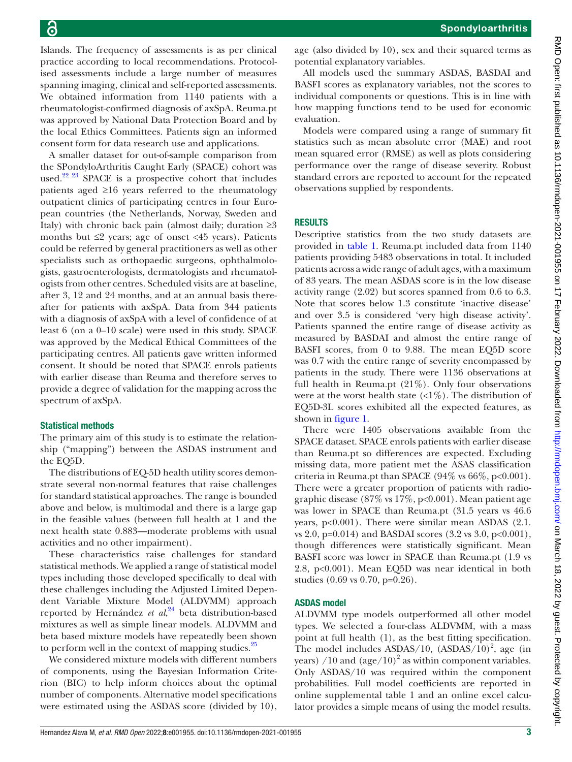Islands. The frequency of assessments is as per clinical practice according to local recommendations. Protocolised assessments include a large number of measures spanning imaging, clinical and self-reported assessments. We obtained information from 1140 patients with a rheumatologist-confirmed diagnosis of axSpA. Reuma.pt was approved by National Data Protection Board and by the local Ethics Committees. Patients sign an informed consent form for data research use and applications.

A smaller dataset for out-of-sample comparison from the SPondyloArthritis Caught Early (SPACE) cohort was used.[22 23] SPACE is a prospective cohort that includes patients aged ≥16 years referred to the rheumatology outpatient clinics of participating centres in four European countries (the Netherlands, Norway, Sweden and Italy) with chronic back pain (almost daily; duration ≥3 months but ≤2 years; age of onset <45 years). Patients could be referred by general practitioners as well as other specialists such as orthopaedic surgeons, ophthalmologists, gastroenterologists, dermatologists and rheumatologists from other centres. Scheduled visits are at baseline, after 3, 12 and 24 months, and at an annual basis thereafter for patients with axSpA. Data from 344 patients with a diagnosis of axSpA with a level of confidence of at least 6 (on a 0–10 scale) were used in this study. SPACE was approved by the Medical Ethical Committees of the participating centres. All patients gave written informed consent. It should be noted that SPACE enrols patients with earlier disease than Reuma and therefore serves to provide a degree of validation for the mapping across the spectrum of axSpA.

### Statistical methods

The primary aim of this study is to estimate the relationship ("mapping") between the ASDAS instrument and the EQ5D.

The distributions of EQ-5D health utility scores demonstrate several non-normal features that raise challenges for standard statistical approaches. The range is bounded above and below, is multimodal and there is a large gap in the feasible values (between full health at 1 and the next health state 0.883—moderate problems with usual activities and no other impairment).

These characteristics raise challenges for standard statistical methods. We applied a range of statistical model types including those developed specifically to deal with these challenges including the Adjusted Limited Dependent Variable Mixture Model (ALDVMM) approach reported by Hernández *et al*,[24] beta distribution-based mixtures as well as simple linear models. ALDVMM and beta based mixture models have repeatedly been shown to perform well in the context of mapping studies.[25]

We considered mixture models with different numbers of components, using the Bayesian Information Criterion (BIC) to help inform choices about the optimal number of components. Alternative model specifications were estimated using the ASDAS score (divided by 10), age (also divided by 10), sex and their squared terms as potential explanatory variables.

All models used the summary ASDAS, BASDAI and BASFI scores as explanatory variables, not the scores to individual components or questions. This is in line with how mapping functions tend to be used for economic evaluation.

Models were compared using a range of summary fit statistics such as mean absolute error (MAE) and root mean squared error (RMSE) as well as plots considering performance over the range of disease severity. Robust standard errors are reported to account for the repeated observations supplied by respondents.

## RESULTS

Descriptive statistics from the two study datasets are provided in table 1. Reuma.pt included data from 1140 patients providing 5483 observations in total. It included patients across a wide range of adult ages, with a maximum of 83 years. The mean ASDAS score is in the low disease activity range (2.02) but scores spanned from 0.6 to 6.3. Note that scores below 1.3 constitute 'inactive disease' and over 3.5 is considered 'very high disease activity'. Patients spanned the entire range of disease activity as measured by BASDAI and almost the entire range of BASFI scores, from 0 to 9.88. The mean EQ5D score was 0.7 with the entire range of severity encompassed by patients in the study. There were 1136 observations at full health in Reuma.pt (21%). Only four observations were at the worst health state (<1%). The distribution of EQ5D-3L scores exhibited all the expected features, as shown in figure 1.

There were 1405 observations available from the SPACE dataset. SPACE enrols patients with earlier disease than Reuma.pt so differences are expected. Excluding missing data, more patient met the ASAS classification criteria in Reuma.pt than SPACE (94% vs 66%, $p<0.001$). There were a greater proportion of patients with radiographic disease (87% vs 17%, $p<0.001$). Mean patient age was lower in SPACE than Reuma.pt (31.5 years vs 46.6 years, $p<0.001$). There were similar mean ASDAS (2.1. vs 2.0, $p=0.014$) and BASDAI scores (3.2 vs 3.0, $p<0.001$), though differences were statistically significant. Mean BASFI score was lower in SPACE than Reuma.pt (1.9 vs 2.8, $p<0.001$). Mean EQ5D was near identical in both studies (0.69 vs 0.70, $p=0.26$).

### ASDAS model

ALDVMM type models outperformed all other model types. We selected a four-class ALDVMM, with a mass point at full health (1), as the best fitting specification. The model includes ASDAS/10, $(\text{ASDAS}/10)^2$, age (in years) /10 and $(\text{age}/10)^2$ as within component variables. Only ASDAS/10 was required within the component probabilities. Full model coefficients are reported in online supplemental table 1 and an online excel calculator provides a simple means of using the model results.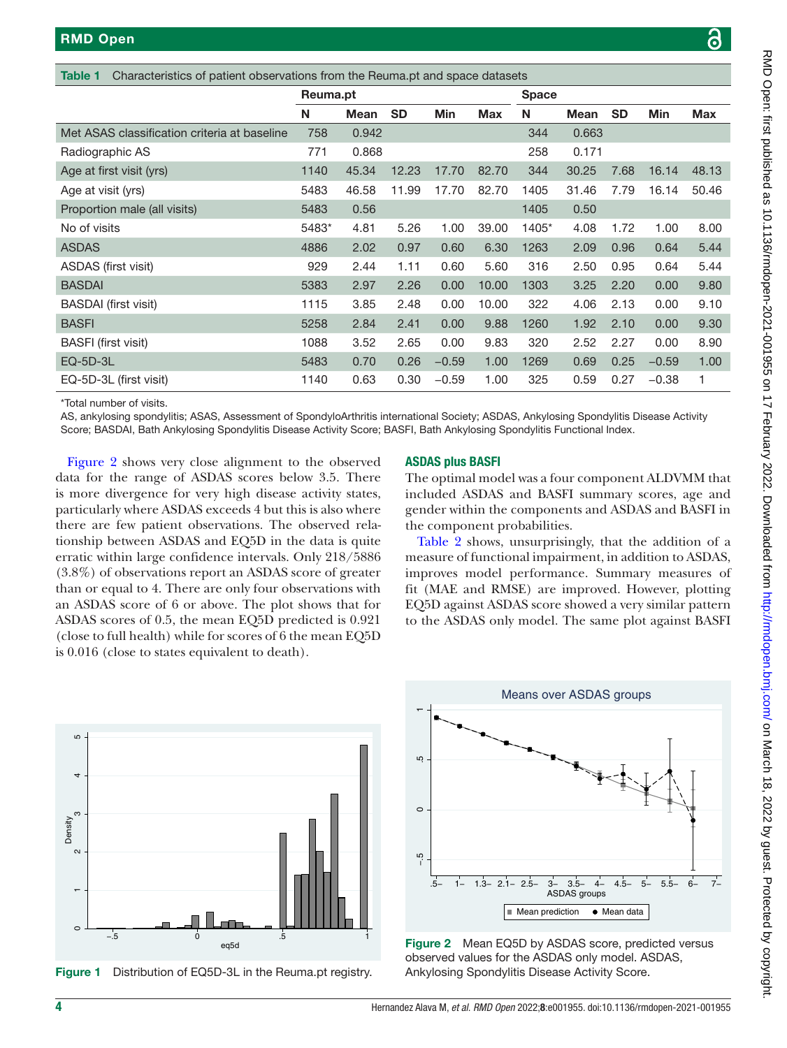**Table 1** Characteristics of patient observations from the Reuma.pt and space datasets

| | Reuma.pt | | | | | Space | | | | |
|---|---|---|---|---|---|---|---|---|---|---|
| | N | Mean | SD | Min | Max | N | Mean | SD | Min | Max |
| Met ASAS classification criteria at baseline | 758 | 0.942 | | | | 344 | 0.663 | | | |
| Radiographic AS | 771 | 0.868 | | | | 258 | 0.171 | | | |
| Age at first visit (yrs) | 1140 | 45.34 | 12.23 | 17.70 | 82.70 | 344 | 30.25 | 7.68 | 16.14 | 48.13 |
| Age at visit (yrs) | 5483 | 46.58 | 11.99 | 17.70 | 82.70 | 1405 | 31.46 | 7.79 | 16.14 | 50.46 |
| Proportion male (all visits) | 5483 | 0.56 | | | | 1405 | 0.50 | | | |
| No of visits | 5483* | 4.81 | 5.26 | 1.00 | 39.00 | 1405* | 4.08 | 1.72 | 1.00 | 8.00 |
| ASDAS | 4886 | 2.02 | 0.97 | 0.60 | 6.30 | 1263 | 2.09 | 0.96 | 0.64 | 5.44 |
| ASDAS (first visit) | 929 | 2.44 | 1.11 | 0.60 | 5.60 | 316 | 2.50 | 0.95 | 0.64 | 5.44 |
| BASDAI | 5383 | 2.97 | 2.26 | 0.00 | 10.00 | 1303 | 3.25 | 2.20 | 0.00 | 9.80 |
| BASDAI (first visit) | 1115 | 3.85 | 2.48 | 0.00 | 10.00 | 322 | 4.06 | 2.13 | 0.00 | 9.10 |
| BASFI | 5258 | 2.84 | 2.41 | 0.00 | 9.88 | 1260 | 1.92 | 2.10 | 0.00 | 9.30 |
| BASFI (first visit) | 1088 | 3.52 | 2.65 | 0.00 | 9.83 | 320 | 2.52 | 2.27 | 0.00 | 8.90 |
| EQ-5D-3L | 5483 | 0.70 | 0.26 | −0.59 | 1.00 | 1269 | 0.69 | 0.25 | −0.59 | 1.00 |
| EQ-5D-3L (first visit) | 1140 | 0.63 | 0.30 | −0.59 | 1.00 | 325 | 0.59 | 0.27 | −0.38 | 1 |

*Total number of visits.

AS, ankylosing spondylitis; ASAS, Assessment of SpondyloArthritis international Society; ASDAS, Ankylosing Spondylitis Disease Activity Score; BASDAI, Bath Ankylosing Spondylitis Disease Activity Score; BASFI, Bath Ankylosing Spondylitis Functional Index.

Figure 2 shows very close alignment to the observed data for the range of ASDAS scores below 3.5. There is more divergence for very high disease activity states, particularly where ASDAS exceeds 4 but this is also where there are few patient observations. The observed relationship between ASDAS and EQ5D in the data is quite erratic within large confidence intervals. Only 218/5886 (3.8%) of observations report an ASDAS score of greater than or equal to 4. There are only four observations with an ASDAS score of 6 or above. The plot shows that for ASDAS scores of 0.5, the mean EQ5D predicted is 0.921 (close to full health) while for scores of 6 the mean EQ5D is 0.016 (close to states equivalent to death).

## ASDAS plus BASFI

The optimal model was a four component ALDVMM that included ASDAS and BASFI summary scores, age and gender within the components and ASDAS and BASFI in the component probabilities.

Table 2 shows, unsurprisingly, that the addition of a measure of functional impairment, in addition to ASDAS, improves model performance. Summary measures of fit (MAE and RMSE) are improved. However, plotting EQ5D against ASDAS score showed a very similar pattern to the ASDAS only model. The same plot against BASFI

Figure 1 Distribution of EQ5D-3L in the Reuma.pt registry.

Figure 2 Mean EQ5D by ASDAS score, predicted versus observed values for the ASDAS only model. ASDAS, Ankylosing Spondylitis Disease Activity Score.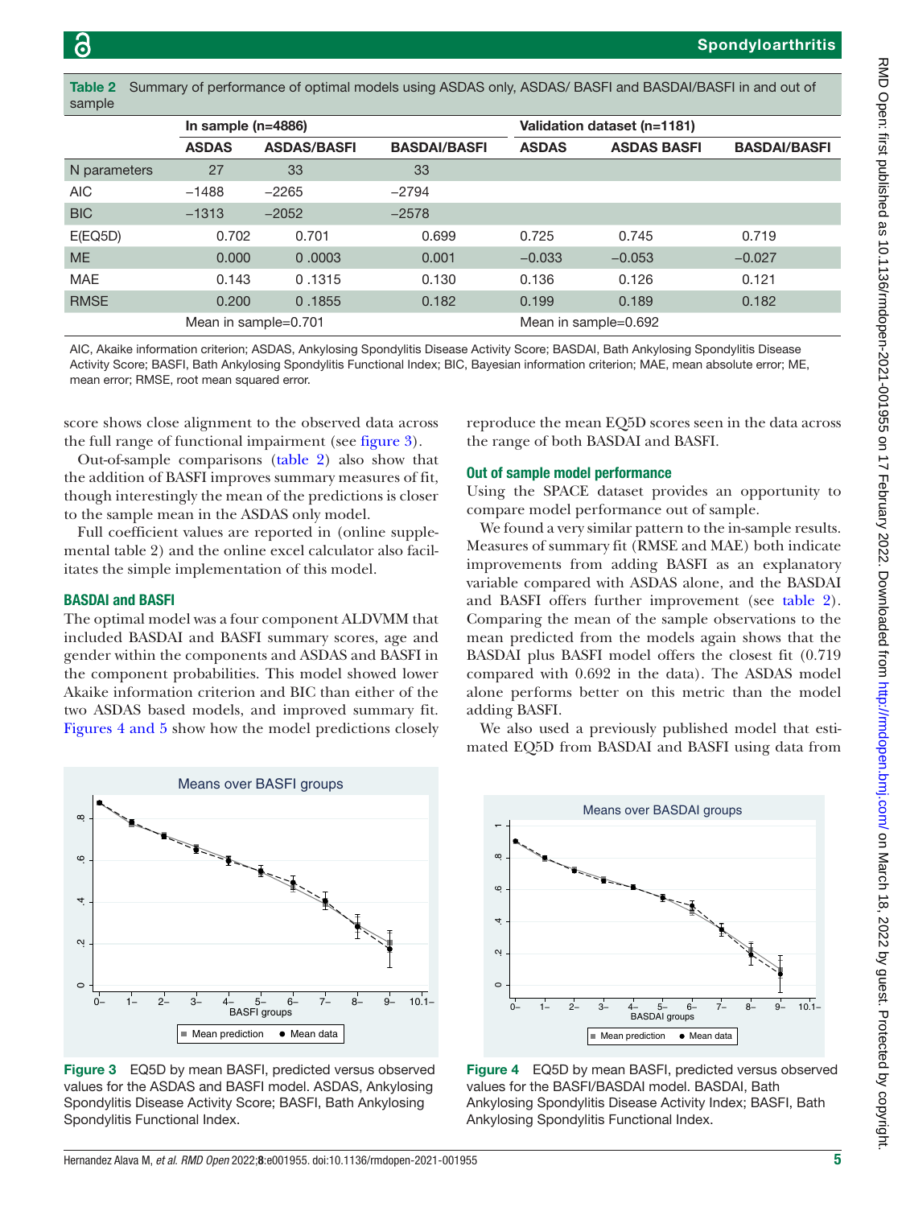**Table 2** Summary of performance of optimal models using ASDAS only, ASDAS/ BASFI and BASDAI/BASFI in and out of sample

| | In sample (n=4886) | | | Validation dataset (n=1181) | | |
|---|---|---|---|---|---|---|
| | ASDAS | ASDAS/BASFI | BASDAI/BASFI | ASDAS | ASDAS BASFI | BASDAI/BASFI |
| N parameters | 27 | 33 | 33 | | | |
| AIC | −1488 | −2265 | −2794 | | | |
| BIC | −1313 | −2052 | −2578 | | | |
| E(EQ5D) | 0.702 | 0.701 | 0.699 | 0.725 | 0.745 | 0.719 |
| ME | 0.000 | 0 .0003 | 0.001 | −0.033 | −0.053 | −0.027 |
| MAE | 0.143 | 0 .1315 | 0.130 | 0.136 | 0.126 | 0.121 |
| RMSE | 0.200 | 0 .1855 | 0.182 | 0.199 | 0.189 | 0.182 |
| | Mean in sample=0.701 | | | Mean in sample=0.692 | | |

AIC, Akaike information criterion; ASDAS, Ankylosing Spondylitis Disease Activity Score; BASDAI, Bath Ankylosing Spondylitis Disease Activity Score; BASFI, Bath Ankylosing Spondylitis Functional Index; BIC, Bayesian information criterion; MAE, mean absolute error; ME, mean error; RMSE, root mean squared error.

score shows close alignment to the observed data across the full range of functional impairment (see figure 3).

Out-of-sample comparisons (table 2) also show that the addition of BASFI improves summary measures of fit, though interestingly the mean of the predictions is closer to the sample mean in the ASDAS only model.

Full coefficient values are reported in (online supplemental table 2) and the online excel calculator also facilitates the simple implementation of this model.

### BASDAI and BASFI

The optimal model was a four component ALDVMM that included BASDAI and BASFI summary scores, age and gender within the components and ASDAS and BASFI in the component probabilities. This model showed lower Akaike information criterion and BIC than either of the two ASDAS based models, and improved summary fit. Figures 4 and 5 show how the model predictions closely reproduce the mean EQ5D scores seen in the data across the range of both BASDAI and BASFI.

### Out of sample model performance

Using the SPACE dataset provides an opportunity to compare model performance out of sample.

We found a very similar pattern to the in-sample results. Measures of summary fit (RMSE and MAE) both indicate improvements from adding BASFI as an explanatory variable compared with ASDAS alone, and the BASDAI and BASFI offers further improvement (see table 2). Comparing the mean of the sample observations to the mean predicted from the models again shows that the BASDAI plus BASFI model offers the closest fit (0.719 compared with 0.692 in the data). The ASDAS model alone performs better on this metric than the model adding BASFI.

We also used a previously published model that estimated EQ5D from BASDAI and BASFI using data from

**Figure 3** EQ5D by mean BASFI, predicted versus observed values for the ASDAS and BASFI model. ASDAS, Ankylosing Spondylitis Disease Activity Score; BASFI, Bath Ankylosing Spondylitis Functional Index.

**Figure 4** EQ5D by mean BASFI, predicted versus observed values for the BASFI/BASDAI model. BASDAI, Bath Ankylosing Spondylitis Disease Activity Index; BASFI, Bath Ankylosing Spondylitis Functional Index.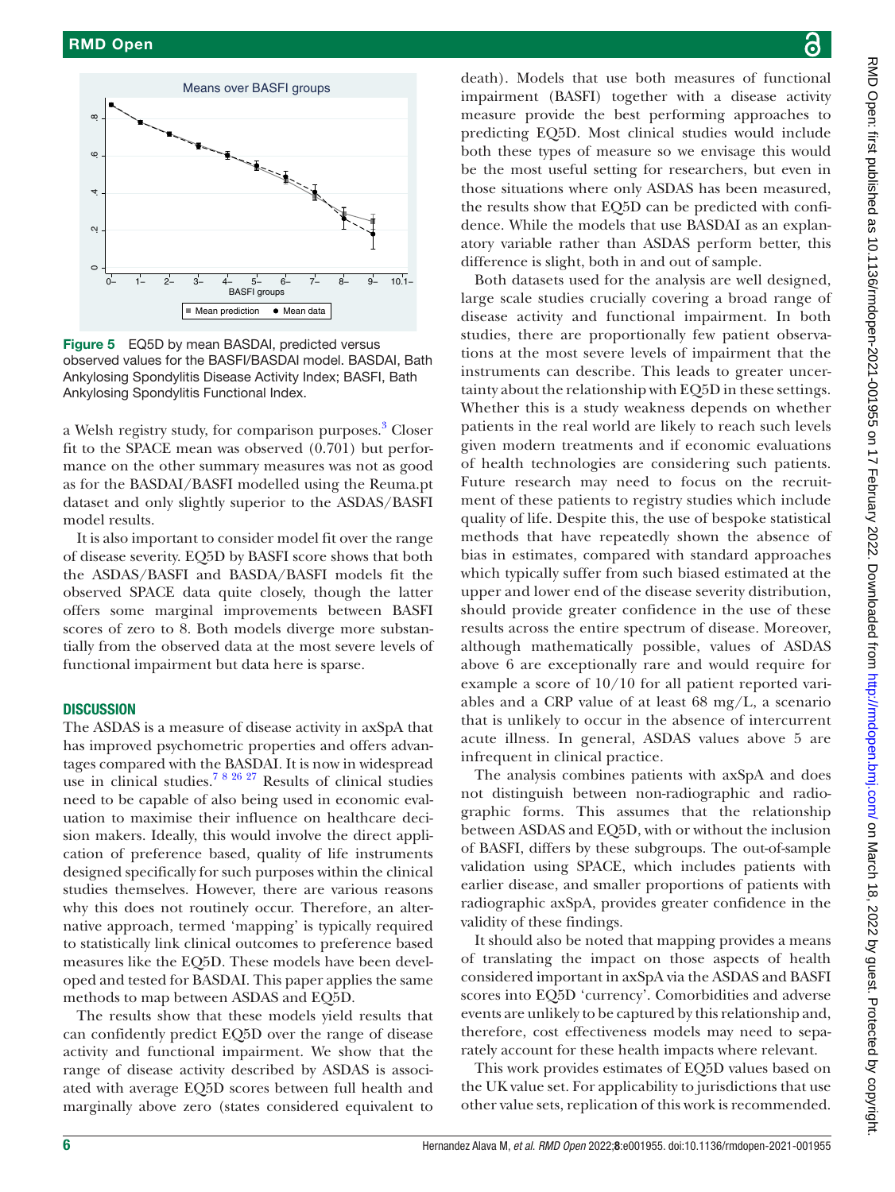Figure 5 EQ5D by mean BASDAI, predicted versus observed values for the BASFI/BASDAI model. BASDAI, Bath Ankylosing Spondylitis Disease Activity Index; BASFI, Bath Ankylosing Spondylitis Functional Index.

a Welsh registry study, for comparison purposes.[3] Closer fit to the SPACE mean was observed (0.701) but performance on the other summary measures was not as good as for the BASDAI/BASFI modelled using the Reuma.pt dataset and only slightly superior to the ASDAS/BASFI model results.

It is also important to consider model fit over the range of disease severity. EQ5D by BASFI score shows that both the ASDAS/BASFI and BASDA/BASFI models fit the observed SPACE data quite closely, though the latter offers some marginal improvements between BASFI scores of zero to 8. Both models diverge more substantially from the observed data at the most severe levels of functional impairment but data here is sparse.

## DISCUSSION

The ASDAS is a measure of disease activity in axSpA that has improved psychometric properties and offers advantages compared with the BASDAI. It is now in widespread use in clinical studies.[7 8 26 27] Results of clinical studies need to be capable of also being used in economic evaluation to maximise their influence on healthcare decision makers. Ideally, this would involve the direct application of preference based, quality of life instruments designed specifically for such purposes within the clinical studies themselves. However, there are various reasons why this does not routinely occur. Therefore, an alternative approach, termed 'mapping' is typically required to statistically link clinical outcomes to preference based measures like the EQ5D. These models have been developed and tested for BASDAI. This paper applies the same methods to map between ASDAS and EQ5D.

The results show that these models yield results that can confidently predict EQ5D over the range of disease activity and functional impairment. We show that the range of disease activity described by ASDAS is associated with average EQ5D scores between full health and marginally above zero (states considered equivalent to death). Models that use both measures of functional impairment (BASFI) together with a disease activity measure provide the best performing approaches to predicting EQ5D. Most clinical studies would include both these types of measure so we envisage this would be the most useful setting for researchers, but even in those situations where only ASDAS has been measured, the results show that EQ5D can be predicted with confidence. While the models that use BASDAI as an explanatory variable rather than ASDAS perform better, this difference is slight, both in and out of sample.

Both datasets used for the analysis are well designed, large scale studies crucially covering a broad range of disease activity and functional impairment. In both studies, there are proportionally few patient observations at the most severe levels of impairment that the instruments can describe. This leads to greater uncertainty about the relationship with EQ5D in these settings. Whether this is a study weakness depends on whether patients in the real world are likely to reach such levels given modern treatments and if economic evaluations of health technologies are considering such patients. Future research may need to focus on the recruitment of these patients to registry studies which include quality of life. Despite this, the use of bespoke statistical methods that have repeatedly shown the absence of bias in estimates, compared with standard approaches which typically suffer from such biased estimated at the upper and lower end of the disease severity distribution, should provide greater confidence in the use of these results across the entire spectrum of disease. Moreover, although mathematically possible, values of ASDAS above 6 are exceptionally rare and would require for example a score of 10/10 for all patient reported variables and a CRP value of at least 68 mg/L, a scenario that is unlikely to occur in the absence of intercurrent acute illness. In general, ASDAS values above 5 are infrequent in clinical practice.

The analysis combines patients with axSpA and does not distinguish between non-radiographic and radiographic forms. This assumes that the relationship between ASDAS and EQ5D, with or without the inclusion of BASFI, differs by these subgroups. The out-of-sample validation using SPACE, which includes patients with earlier disease, and smaller proportions of patients with radiographic axSpA, provides greater confidence in the validity of these findings.

It should also be noted that mapping provides a means of translating the impact on those aspects of health considered important in axSpA via the ASDAS and BASFI scores into EQ5D 'currency'. Comorbidities and adverse events are unlikely to be captured by this relationship and, therefore, cost effectiveness models may need to separately account for these health impacts where relevant.

This work provides estimates of EQ5D values based on the UK value set. For applicability to jurisdictions that use other value sets, replication of this work is recommended.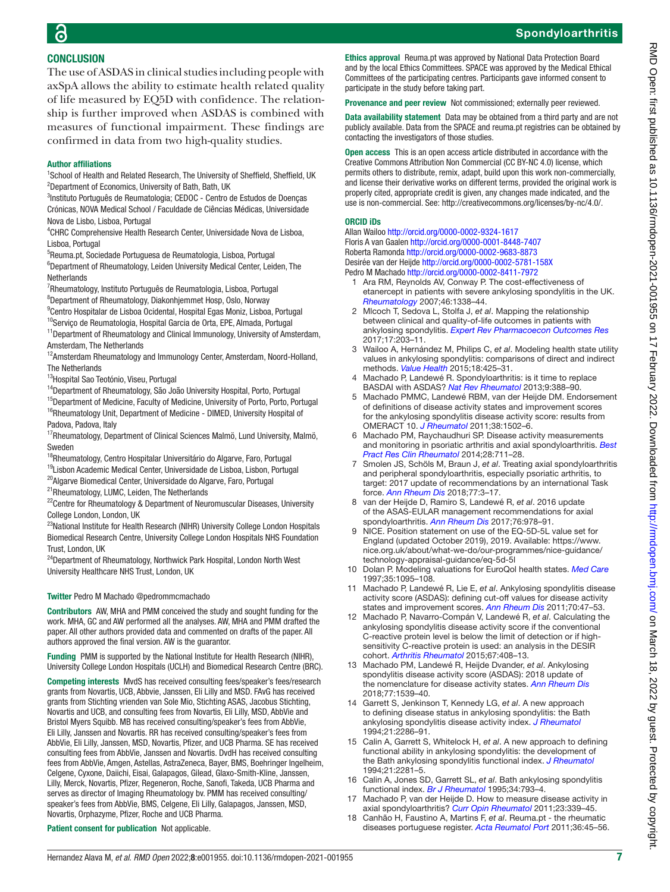## CONCLUSION

The use of ASDAS in clinical studies including people with axSpA allows the ability to estimate health related quality of life measured by EQ5D with confidence. The relationship is further improved when ASDAS is combined with measures of functional impairment. These findings are confirmed in data from two high-quality studies.

**Author affiliations**

[1]School of Health and Related Research, The University of Sheffield, Sheffield, UK
[2]Department of Economics, University of Bath, Bath, UK
[3]Instituto Português de Reumatologia; CEDOC - Centro de Estudos de Doenças Crónicas, NOVA Medical School / Faculdade de Ciências Médicas, Universidade Nova de Lisboa, Lisboa, Portugal
[4]CHRC Comprehensive Health Research Center, Universidade Nova de Lisboa, Lisboa, Portugal
[5]Reuma.pt, Sociedade Portuguesa de Reumatologia, Lisboa, Portugal
[6]Department of Rheumatology, Leiden University Medical Center, Leiden, The Netherlands
[7]Rheumatology, Instituto Português de Reumatologia, Lisboa, Portugal
[8]Department of Rheumatology, Diakonhjemmet Hosp, Oslo, Norway
[9]Centro Hospitalar de Lisboa Ocidental, Hospital Egas Moniz, Lisboa, Portugal
[10]Serviço de Reumatologia, Hospital Garcia de Orta, EPE, Almada, Portugal
[11]Department of Rheumatology and Clinical Immunology, University of Amsterdam, Amsterdam, The Netherlands
[12]Amsterdam Rheumatology and Immunology Center, Amsterdam, Noord-Holland, The Netherlands
[13]Hospital Sao Teotónio, Viseu, Portugal
[14]Department of Rheumatology, São João University Hospital, Porto, Portugal
[15]Department of Medicine, Faculty of Medicine, University of Porto, Porto, Portugal
[16]Rheumatology Unit, Department of Medicine - DIMED, University Hospital of Padova, Padova, Italy
[17]Rheumatology, Department of Clinical Sciences Malmö, Lund University, Malmö, Sweden
[18]Rheumatology, Centro Hospitalar Universitário do Algarve, Faro, Portugal
[19]Lisbon Academic Medical Center, Universidade de Lisboa, Lisbon, Portugal
[20]Algarve Biomedical Center, Universidade do Algarve, Faro, Portugal
[21]Rheumatology, LUMC, Leiden, The Netherlands
[22]Centre for Rheumatology & Department of Neuromuscular Diseases, University College London, London, UK
[23]National Institute for Health Research (NIHR) University College London Hospitals Biomedical Research Centre, University College London Hospitals NHS Foundation Trust, London, UK
[24]Department of Rheumatology, Northwick Park Hospital, London North West University Healthcare NHS Trust, London, UK

**Twitter** Pedro M Machado @pedrommcmachado

**Contributors** AW, MHA and PMM conceived the study and sought funding for the work. MHA, GC and AW performed all the analyses. AW, MHA and PMM drafted the paper. All other authors provided data and commented on drafts of the paper. All authors approved the final version. AW is the guarantor.

**Funding** PMM is supported by the National Institute for Health Research (NIHR), University College London Hospitals (UCLH) and Biomedical Research Centre (BRC).

**Competing interests** MvdS has received consulting fees/speaker's fees/research grants from Novartis, UCB, Abbvie, Janssen, Eli Lilly and MSD. FAvG has received grants from Stichting vrienden van Sole Mio, Stichting ASAS, Jacobus Stichting, Novartis and UCB, and consulting fees from Novartis, Eli Lilly, MSD, AbbVie and Bristol Myers Squibb. MB has received consulting/speaker's fees from AbbVie, Eli Lilly, Janssen and Novartis. RR has received consulting/speaker's fees from AbbVie, Eli Lilly, Janssen, MSD, Novartis, Pfizer, and UCB Pharma. SE has received consulting fees from AbbVie, Janssen and Novartis. DvdH has received consulting fees from AbbVie, Amgen, Astellas, AstraZeneca, Bayer, BMS, Boehringer Ingelheim, Celgene, Cyxone, Daiichi, Eisai, Galapagos, Gilead, Glaxo-Smith-Kline, Janssen, Lilly, Merck, Novartis, Pfizer, Regeneron, Roche, Sanofi, Takeda, UCB Pharma and serves as director of Imaging Rheumatology bv. PMM has received consulting/speaker's fees from AbbVie, BMS, Celgene, Eli Lilly, Galapagos, Janssen, MSD, Novartis, Orphazyme, Pfizer, Roche and UCB Pharma.

**Patient consent for publication** Not applicable.

**Ethics approval** Reuma.pt was approved by National Data Protection Board and by the local Ethics Committees. SPACE was approved by the Medical Ethical Committees of the participating centres. Participants gave informed consent to participate in the study before taking part.

**Provenance and peer review** Not commissioned; externally peer reviewed.

**Data availability statement** Data may be obtained from a third party and are not publicly available. Data from the SPACE and reuma.pt registries can be obtained by contacting the investigators of those studies.

**Open access** This is an open access article distributed in accordance with the Creative Commons Attribution Non Commercial (CC BY-NC 4.0) license, which permits others to distribute, remix, adapt, build upon this work non-commercially, and license their derivative works on different terms, provided the original work is properly cited, appropriate credit is given, any changes made indicated, and the use is non-commercial. See: http://creativecommons.org/licenses/by-nc/4.0/.

**ORCID iDs**

Allan Wailoo http://orcid.org/0000-0002-9324-1617
Floris A van Gaalen http://orcid.org/0000-0001-8448-7407
Roberta Ramonda http://orcid.org/0000-0002-9683-8873
Desirée van der Heijde http://orcid.org/0000-0002-5781-158X
Pedro M Machado http://orcid.org/0000-0002-8411-7972

1. Ara RM, Reynolds AV, Conway P. The cost-effectiveness of etanercept in patients with severe ankylosing spondylitis in the UK. *Rheumatology* 2007;46:1338–44.
2. Mlcoch T, Sedova L, Stolfa J, *et al*. Mapping the relationship between clinical and quality-of-life outcomes in patients with ankylosing spondylitis. *Expert Rev Pharmacoecon Outcomes Res* 2017;17:203–11.
3. Wailoo A, Hernández M, Philips C, *et al*. Modeling health state utility values in ankylosing spondylitis: comparisons of direct and indirect methods. *Value Health* 2015;18:425–31.
4. Machado P, Landewé R. Spondyloarthritis: is it time to replace BASDAI with ASDAS? *Nat Rev Rheumatol* 2013;9:388–90.
5. Machado PMMC, Landewé RBM, van der Heijde DM. Endorsement of definitions of disease activity states and improvement scores for the ankylosing spondylitis disease activity score: results from OMERACT 10. *J Rheumatol* 2011;38:1502–6.
6. Machado PM, Raychaudhuri SP. Disease activity measurements and monitoring in psoriatic arthritis and axial spondyloarthritis. *Best Pract Res Clin Rheumatol* 2014;28:711–28.
7. Smolen JS, Schöls M, Braun J, *et al*. Treating axial spondyloarthritis and peripheral spondyloarthritis, especially psoriatic arthritis, to target: 2017 update of recommendations by an international Task force. *Ann Rheum Dis* 2018;77:3–17.
8. van der Heijde D, Ramiro S, Landewé R, *et al*. 2016 update of the ASAS-EULAR management recommendations for axial spondyloarthritis. *Ann Rheum Dis* 2017;76:978–91.
9. NICE. Position statement on use of the EQ-5D-5L value set for England (updated October 2019), 2019. Available: https://www.nice.org.uk/about/what-we-do/our-programmes/nice-guidance/technology-appraisal-guidance/eq-5d-5l
10. Dolan P. Modeling valuations for EuroQol health states. *Med Care* 1997;35:1095–108.
11. Machado P, Landewé R, Lie E, *et al*. Ankylosing spondylitis disease activity score (ASDAS): defining cut-off values for disease activity states and improvement scores. *Ann Rheum Dis* 2011;70:47–53.
12. Machado P, Navarro-Compán V, Landewé R, *et al*. Calculating the ankylosing spondylitis disease activity score if the conventional C-reactive protein level is below the limit of detection or if high-sensitivity C-reactive protein is used: an analysis in the DESIR cohort. *Arthritis Rheumatol* 2015;67:408–13.
13. Machado PM, Landewé R, Heijde Dvander, *et al*. Ankylosing spondylitis disease activity score (ASDAS): 2018 update of the nomenclature for disease activity states. *Ann Rheum Dis* 2018;77:1539–40.
14. Garrett S, Jenkinson T, Kennedy LG, *et al*. A new approach to defining disease status in ankylosing spondylitis: the Bath ankylosing spondylitis disease activity index. *J Rheumatol* 1994;21:2286–91.
15. Calin A, Garrett S, Whitelock H, *et al*. A new approach to defining functional ability in ankylosing spondylitis: the development of the Bath ankylosing spondylitis functional index. *J Rheumatol* 1994;21:2281–5.
16. Calin A, Jones SD, Garrett SL, *et al*. Bath ankylosing spondylitis functional index. *Br J Rheumatol* 1995;34:793–4.
17. Machado P, van der Heijde D. How to measure disease activity in axial spondyloarthritis? *Curr Opin Rheumatol* 2011;23:339–45.
18. Canhão H, Faustino A, Martins F, *et al*. Reuma.pt - the rheumatic diseases portuguese register. *Acta Reumatol Port* 2011;36:45–56.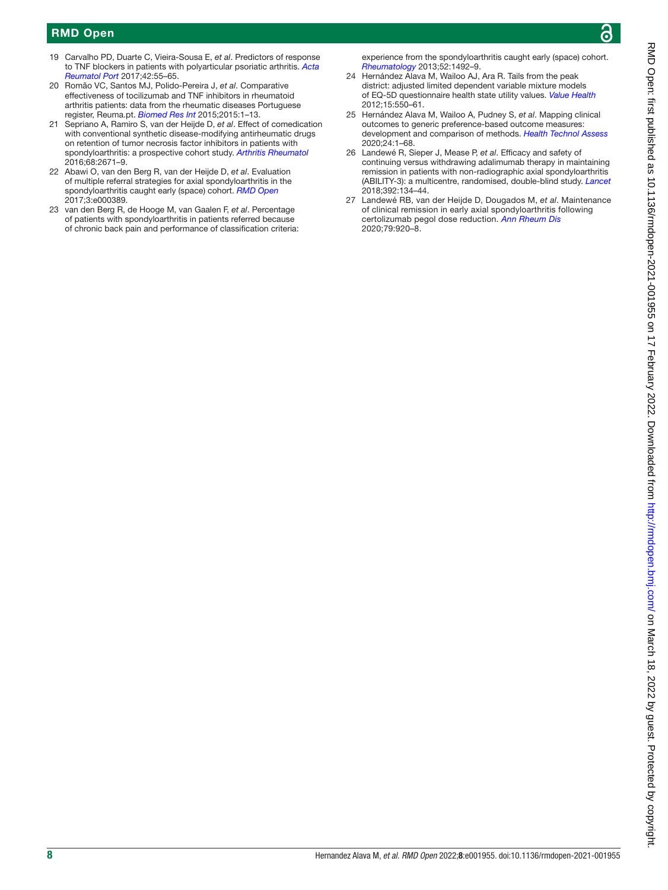19 Carvalho PD, Duarte C, Vieira-Sousa E, *et al*. Predictors of response to TNF blockers in patients with polyarticular psoriatic arthritis. *Acta Reumatol Port* 2017;42:55–65.
20 Romão VC, Santos MJ, Polido-Pereira J, *et al*. Comparative effectiveness of tocilizumab and TNF inhibitors in rheumatoid arthritis patients: data from the rheumatic diseases Portuguese register, Reuma.pt. *Biomed Res Int* 2015;2015:1–13.
21 Sepriano A, Ramiro S, van der Heijde D, *et al*. Effect of comedication with conventional synthetic disease-modifying antirheumatic drugs on retention of tumor necrosis factor inhibitors in patients with spondyloarthritis: a prospective cohort study. *Arthritis Rheumatol* 2016;68:2671–9.
22 Abawi O, van den Berg R, van der Heijde D, *et al*. Evaluation of multiple referral strategies for axial spondyloarthritis in the spondyloarthritis caught early (space) cohort. *RMD Open* 2017;3:e000389.
23 van den Berg R, de Hooge M, van Gaalen F, *et al*. Percentage of patients with spondyloarthritis in patients referred because of chronic back pain and performance of classification criteria: experience from the spondyloarthritis caught early (space) cohort. *Rheumatology* 2013;52:1492–9.
24 Hernández Alava M, Wailoo AJ, Ara R. Tails from the peak district: adjusted limited dependent variable mixture models of EQ-5D questionnaire health state utility values. *Value Health* 2012;15:550–61.
25 Hernández Alava M, Wailoo A, Pudney S, *et al*. Mapping clinical outcomes to generic preference-based outcome measures: development and comparison of methods. *Health Technol Assess* 2020;24:1–68.
26 Landewé R, Sieper J, Mease P, *et al*. Efficacy and safety of continuing versus withdrawing adalimumab therapy in maintaining remission in patients with non-radiographic axial spondyloarthritis (ABILITY-3): a multicentre, randomised, double-blind study. *Lancet* 2018;392:134–44.
27 Landewé RB, van der Heijde D, Dougados M, *et al*. Maintenance of clinical remission in early axial spondyloarthritis following certolizumab pegol dose reduction. *Ann Rheum Dis* 2020;79:920–8.